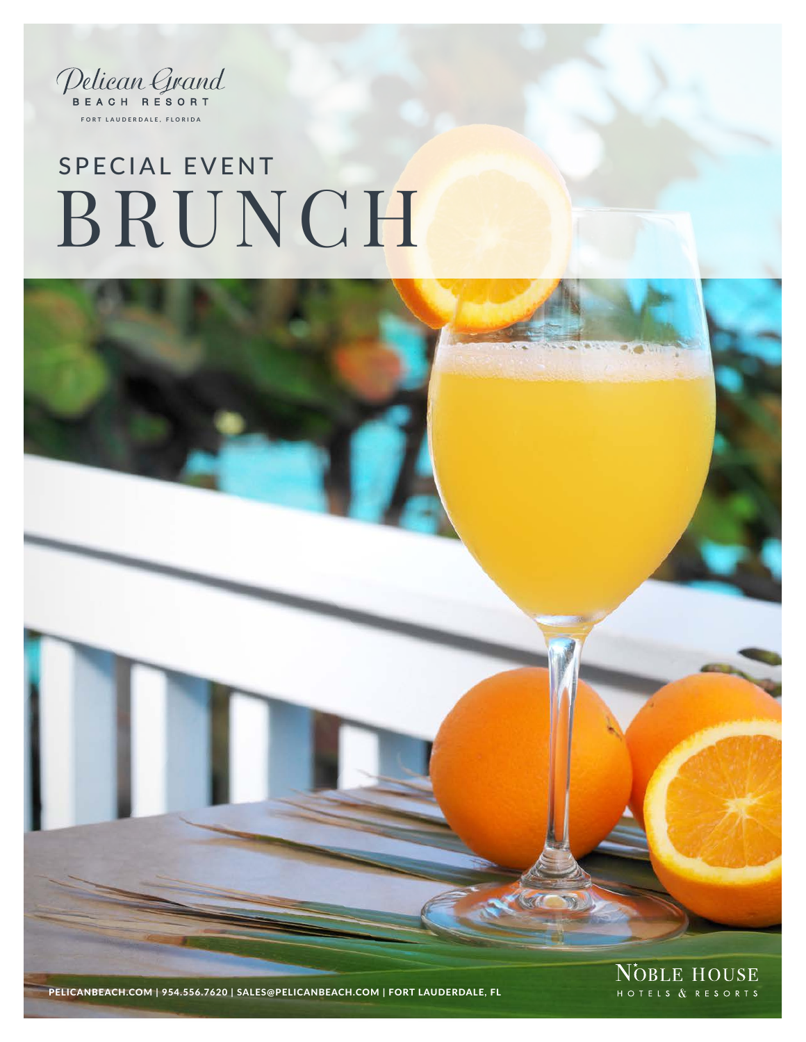Pelican Grand

BEACH RESORT

FORT LAUDERDALE, FLORIDA

# SPECIAL EVENT BRUNCH

**PELICANBEACH.COM | 954.556.7620 | SALES@PELICANBEACH.COM | FORT LAUDERDALE, FL**

NOBLE HOUSE HOTELS & RESORTS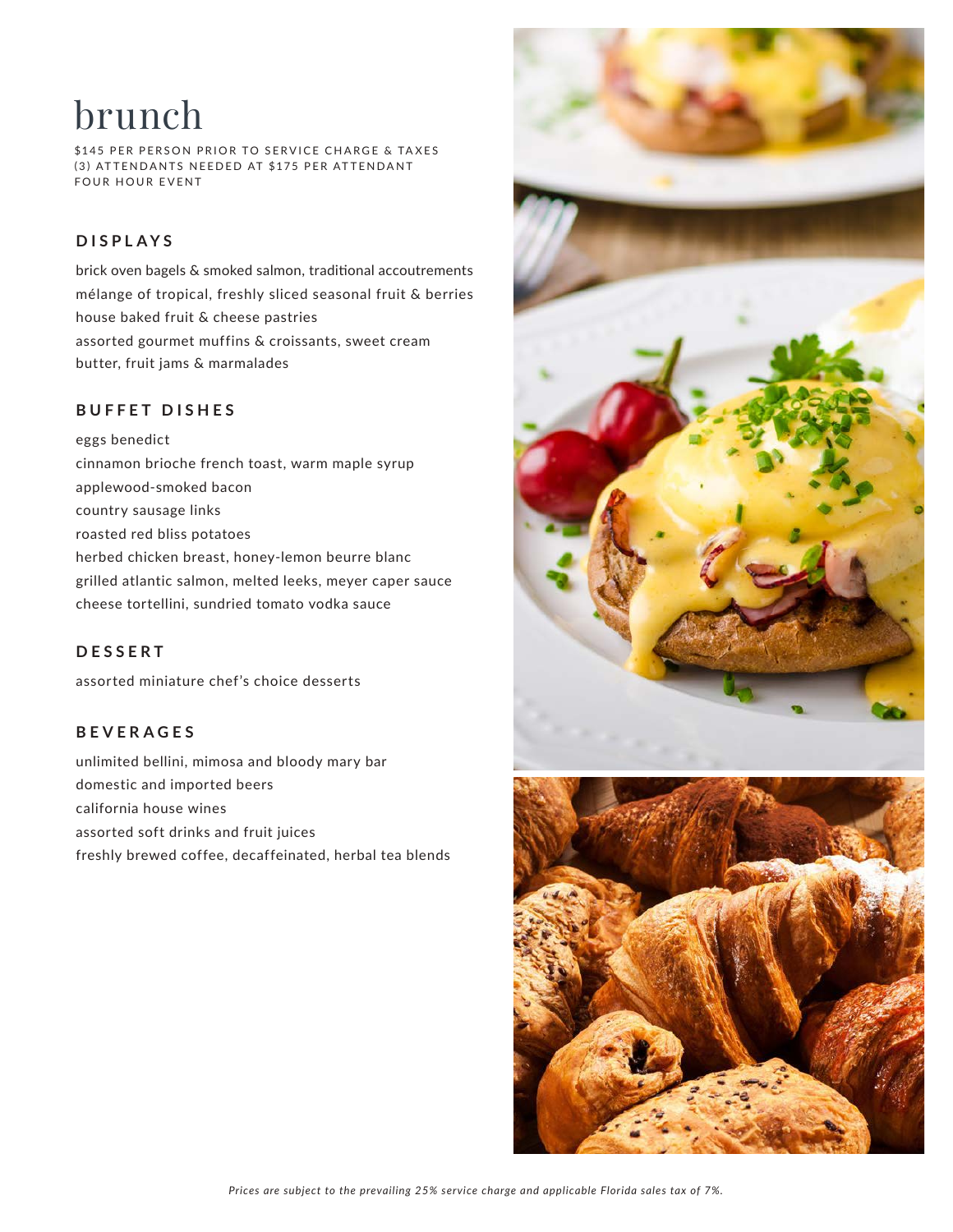# brunch

$145 PER PERSON PRIOR TO SERVICE CHARGE & TAXES
(3) ATTENDANTS NEEDED AT $175 PER ATTENDANT
FOUR HOUR EVENT

## DISPLAYS

brick oven bagels & smoked salmon, traditional accoutrements
mélange of tropical, freshly sliced seasonal fruit & berries
house baked fruit & cheese pastries
assorted gourmet muffins & croissants, sweet cream butter, fruit jams & marmalades

## BUFFET DISHES

eggs benedict
cinnamon brioche french toast, warm maple syrup
applewood-smoked bacon
country sausage links
roasted red bliss potatoes
herbed chicken breast, honey-lemon beurre blanc
grilled atlantic salmon, melted leeks, meyer caper sauce
cheese tortellini, sundried tomato vodka sauce

## DESSERT

assorted miniature chef's choice desserts

## BEVERAGES

unlimited bellini, mimosa and bloody mary bar
domestic and imported beers
california house wines
assorted soft drinks and fruit juices
freshly brewed coffee, decaffeinated, herbal tea blends

*Prices are subject to the prevailing 25% service charge and applicable Florida sales tax of 7%.*